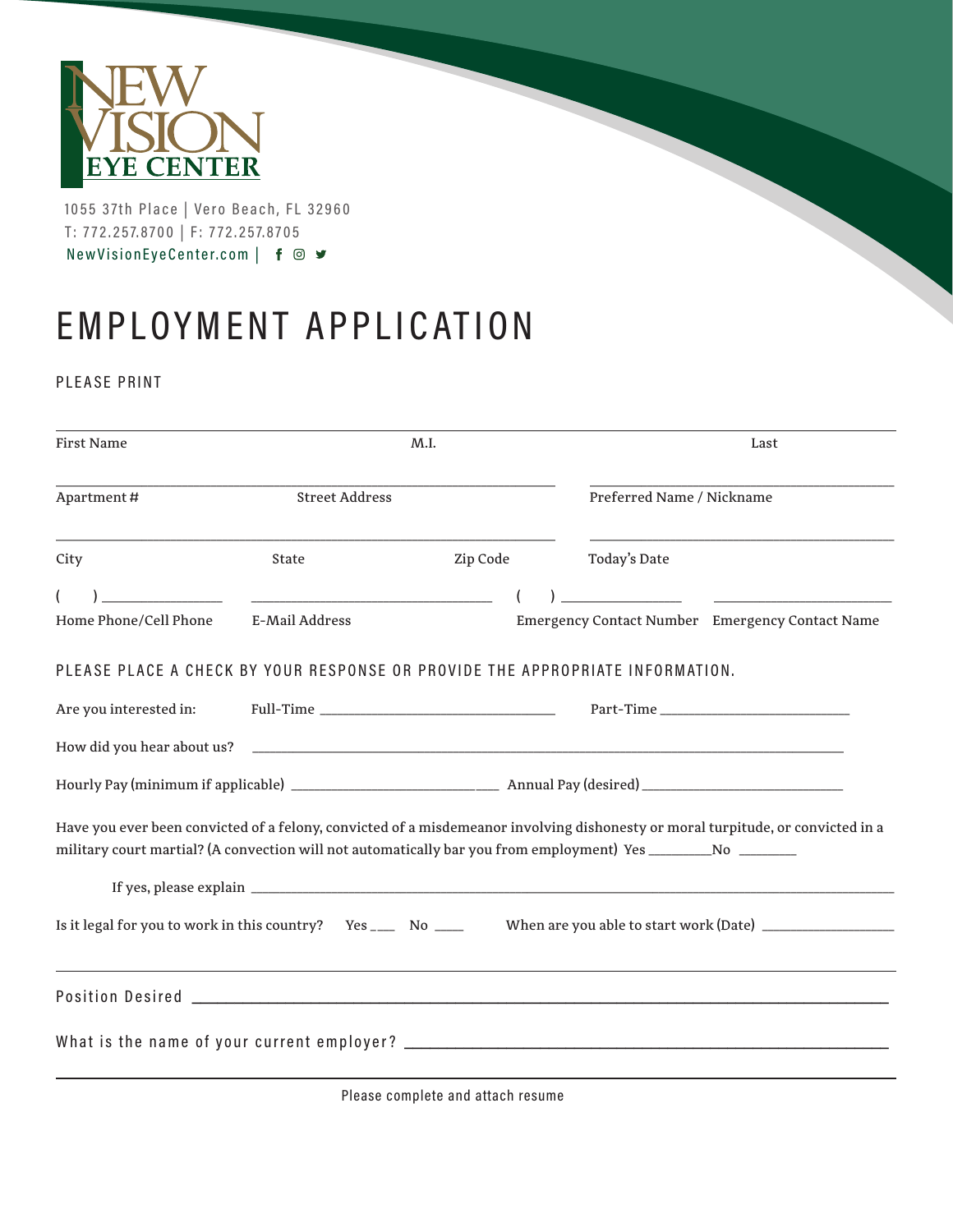NEW VISION EYE CENTER

1055 37th Place | Vero Beach, FL 32960
T: 772.257.8700 | F: 772.257.8705
NewVisionEyeCenter.com |

# EMPLOYMENT APPLICATION

PLEASE PRINT

First Name ____________ M.I. ____________ Last ____________

Apartment # ____________ Street Address ____________ Preferred Name / Nickname ____________

City ____________ State ____________ Zip Code ____________ Today's Date ____________

(    ) ____________ Home Phone/Cell Phone

____________ E-Mail Address

(    ) ____________ Emergency Contact Number

____________ Emergency Contact Name

PLEASE PLACE A CHECK BY YOUR RESPONSE OR PROVIDE THE APPROPRIATE INFORMATION.

Are you interested in: Full-Time ____________ Part-Time ____________

How did you hear about us? ____________

Hourly Pay (minimum if applicable) ____________ Annual Pay (desired) ____________

Have you ever been convicted of a felony, convicted of a misdemeanor involving dishonesty or moral turpitude, or convicted in a military court martial? (A convection will not automatically bar you from employment) Yes ________No ________

If yes, please explain ____________

Is it legal for you to work in this country? Yes ___ No ____ When are you able to start work (Date) ____________

Position Desired ____________

What is the name of your current employer? ____________

Please complete and attach resume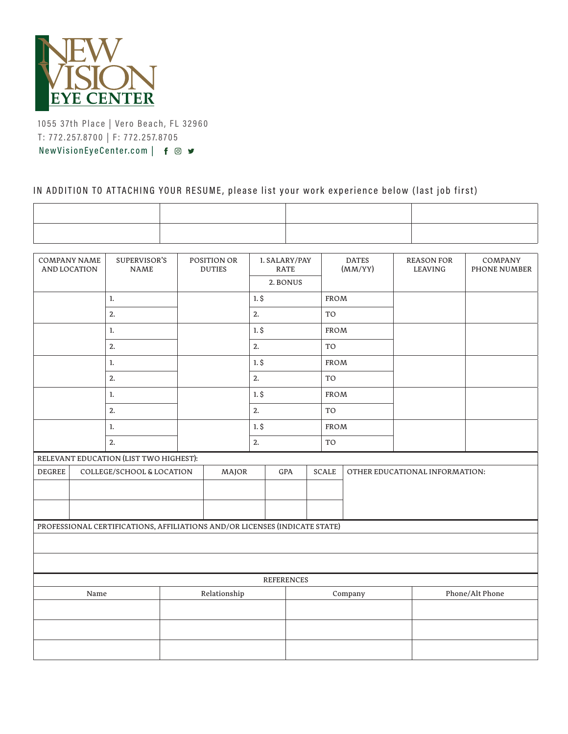NEW VISION EYE CENTER

1055 37th Place | Vero Beach, FL 32960
T: 772.257.8700 | F: 772.257.8705
NewVisionEyeCenter.com |

IN ADDITION TO ATTACHING YOUR RESUME, please list your work experience below (last job first)

| | | | |
|---|---|---|---|
| | | | |
| | | | |

| COMPANY NAME AND LOCATION | SUPERVISOR'S NAME | POSITION OR DUTIES | 1. SALARY/PAY RATE<br>2. BONUS | DATES (MM/YY) | REASON FOR LEAVING | COMPANY PHONE NUMBER |
|---|---|---|---|---|---|---|
| | 1. | | 1. $ | FROM | | |
| | 2. | | 2. | TO | | |
| | 1. | | 1. $ | FROM | | |
| | 2. | | 2. | TO | | |
| | 1. | | 1. $ | FROM | | |
| | 2. | | 2. | TO | | |
| | 1. | | 1. $ | FROM | | |
| | 2. | | 2. | TO | | |
| | 1. | | 1. $ | FROM | | |
| | 2. | | 2. | TO | | |

RELEVANT EDUCATION (LIST TWO HIGHEST):

| DEGREE | COLLEGE/SCHOOL & LOCATION | MAJOR | GPA | SCALE | OTHER EDUCATIONAL INFORMATION: |
|---|---|---|---|---|---|
| | | | | | |
| | | | | | |

PROFESSIONAL CERTIFICATIONS, AFFILIATIONS AND/OR LICENSES (INDICATE STATE)

| |
|---|
| |
| |

REFERENCES

| Name | Relationship | Company | Phone/Alt Phone |
|---|---|---|---|
| | | | |
| | | | |
| | | | |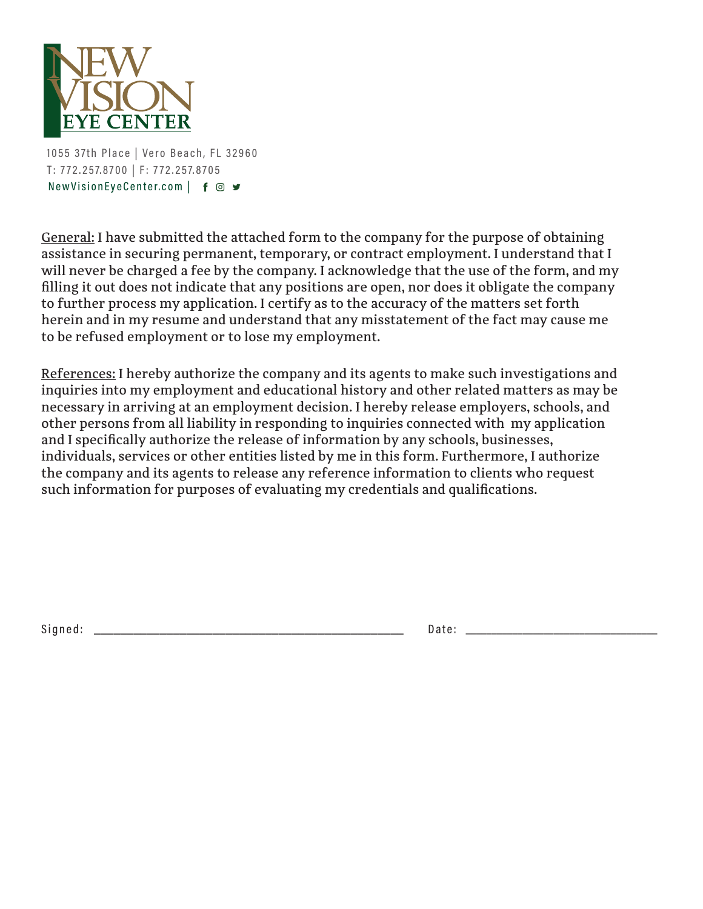NEW VISION EYE CENTER

1055 37th Place | Vero Beach, FL 32960
T: 772.257.8700 | F: 772.257.8705
NewVisionEyeCenter.com |

General: I have submitted the attached form to the company for the purpose of obtaining assistance in securing permanent, temporary, or contract employment. I understand that I will never be charged a fee by the company. I acknowledge that the use of the form, and my filling it out does not indicate that any positions are open, nor does it obligate the company to further process my application. I certify as to the accuracy of the matters set forth herein and in my resume and understand that any misstatement of the fact may cause me to be refused employment or to lose my employment.

References: I hereby authorize the company and its agents to make such investigations and inquiries into my employment and educational history and other related matters as may be necessary in arriving at an employment decision. I hereby release employers, schools, and other persons from all liability in responding to inquiries connected with my application and I specifically authorize the release of information by any schools, businesses, individuals, services or other entities listed by me in this form. Furthermore, I authorize the company and its agents to release any reference information to clients who request such information for purposes of evaluating my credentials and qualifications.

Signed: ______________________________________________ Date: ____________________________